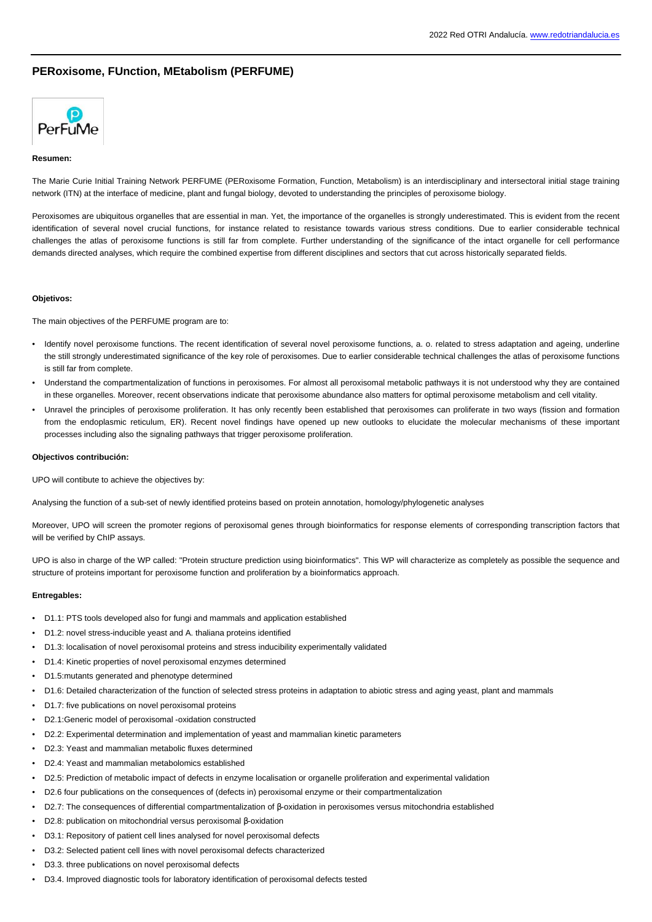# PERoxisome, FUnction, MEtabolism (PERFUME)

**Resumen:**

The Marie Curie Initial Training Network PERFUME (PERoxisome Formation, Function, Metabolism) is an interdisciplinary and intersectoral initial stage training network (ITN) at the interface of medicine, plant and fungal biology, devoted to understanding the principles of peroxisome biology.

Peroxisomes are ubiquitous organelles that are essential in man. Yet, the importance of the organelles is strongly underestimated. This is evident from the recent identification of several novel crucial functions, for instance related to resistance towards various stress conditions. Due to earlier considerable technical challenges the atlas of peroxisome functions is still far from complete. Further understanding of the significance of the intact organelle for cell performance demands directed analyses, which require the combined expertise from different disciplines and sectors that cut across historically separated fields.

**Objetivos:**

The main objectives of the PERFUME program are to:

- Identify novel peroxisome functions. The recent identification of several novel peroxisome functions, a. o. related to stress adaptation and ageing, underline the still strongly underestimated significance of the key role of peroxisomes. Due to earlier considerable technical challenges the atlas of peroxisome functions is still far from complete.
- Understand the compartmentalization of functions in peroxisomes. For almost all peroxisomal metabolic pathways it is not understood why they are contained in these organelles. Moreover, recent observations indicate that peroxisome abundance also matters for optimal peroxisome metabolism and cell vitality.
- Unravel the principles of peroxisome proliferation. It has only recently been established that peroxisomes can proliferate in two ways (fission and formation from the endoplasmic reticulum, ER). Recent novel findings have opened up new outlooks to elucidate the molecular mechanisms of these important processes including also the signaling pathways that trigger peroxisome proliferation.

**Objectivos contribución:**

UPO will contibute to achieve the objectives by:

Analysing the function of a sub-set of newly identified proteins based on protein annotation, homology/phylogenetic analyses

Moreover, UPO will screen the promoter regions of peroxisomal genes through bioinformatics for response elements of corresponding transcription factors that will be verified by ChIP assays.

UPO is also in charge of the WP called: "Protein structure prediction using bioinformatics". This WP will characterize as completely as possible the sequence and structure of proteins important for peroxisome function and proliferation by a bioinformatics approach.

**Entregables:**

- D1.1: PTS tools developed also for fungi and mammals and application established
- D1.2: novel stress-inducible yeast and A. thaliana proteins identified
- D1.3: localisation of novel peroxisomal proteins and stress inducibility experimentally validated
- D1.4: Kinetic properties of novel peroxisomal enzymes determined
- D1.5:mutants generated and phenotype determined
- D1.6: Detailed characterization of the function of selected stress proteins in adaptation to abiotic stress and aging yeast, plant and mammals
- D1.7: five publications on novel peroxisomal proteins
- D2.1:Generic model of peroxisomal -oxidation constructed
- D2.2: Experimental determination and implementation of yeast and mammalian kinetic parameters
- D2.3: Yeast and mammalian metabolic fluxes determined
- D2.4: Yeast and mammalian metabolomics established
- D2.5: Prediction of metabolic impact of defects in enzyme localisation or organelle proliferation and experimental validation
- D2.6 four publications on the consequences of (defects in) peroxisomal enzyme or their compartmentalization
- D2.7: The consequences of differential compartmentalization of β-oxidation in peroxisomes versus mitochondria established
- D2.8: publication on mitochondrial versus peroxisomal β-oxidation
- D3.1: Repository of patient cell lines analysed for novel peroxisomal defects
- D3.2: Selected patient cell lines with novel peroxisomal defects characterized
- D3.3. three publications on novel peroxisomal defects
- D3.4. Improved diagnostic tools for laboratory identification of peroxisomal defects tested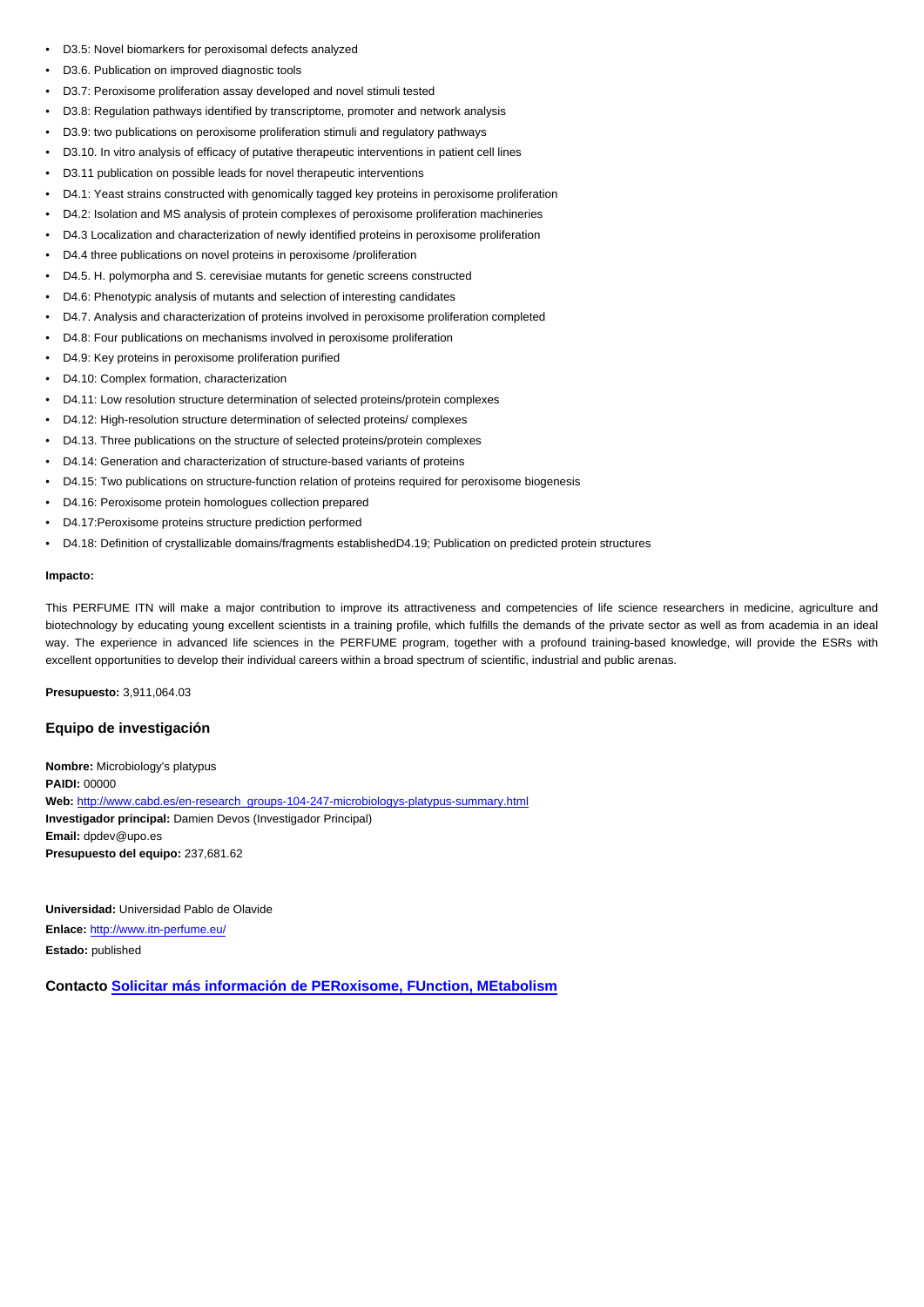- D3.5: Novel biomarkers for peroxisomal defects analyzed
- D3.6. Publication on improved diagnostic tools
- D3.7: Peroxisome proliferation assay developed and novel stimuli tested
- D3.8: Regulation pathways identified by transcriptome, promoter and network analysis
- D3.9: two publications on peroxisome proliferation stimuli and regulatory pathways
- D3.10. In vitro analysis of efficacy of putative therapeutic interventions in patient cell lines
- D3.11 publication on possible leads for novel therapeutic interventions
- D4.1: Yeast strains constructed with genomically tagged key proteins in peroxisome proliferation
- D4.2: Isolation and MS analysis of protein complexes of peroxisome proliferation machineries
- D4.3 Localization and characterization of newly identified proteins in peroxisome proliferation
- D4.4 three publications on novel proteins in peroxisome /proliferation
- D4.5. H. polymorpha and S. cerevisiae mutants for genetic screens constructed
- D4.6: Phenotypic analysis of mutants and selection of interesting candidates
- D4.7. Analysis and characterization of proteins involved in peroxisome proliferation completed
- D4.8: Four publications on mechanisms involved in peroxisome proliferation
- D4.9: Key proteins in peroxisome proliferation purified
- D4.10: Complex formation, characterization
- D4.11: Low resolution structure determination of selected proteins/protein complexes
- D4.12: High-resolution structure determination of selected proteins/ complexes
- D4.13. Three publications on the structure of selected proteins/protein complexes
- D4.14: Generation and characterization of structure-based variants of proteins
- D4.15: Two publications on structure-function relation of proteins required for peroxisome biogenesis
- D4.16: Peroxisome protein homologues collection prepared
- D4.17:Peroxisome proteins structure prediction performed
- D4.18: Definition of crystallizable domains/fragments establishedD4.19; Publication on predicted protein structures

**Impacto:**

This PERFUME ITN will make a major contribution to improve its attractiveness and competencies of life science researchers in medicine, agriculture and biotechnology by educating young excellent scientists in a training profile, which fulfills the demands of the private sector as well as from academia in an ideal way. The experience in advanced life sciences in the PERFUME program, together with a profound training-based knowledge, will provide the ESRs with excellent opportunities to develop their individual careers within a broad spectrum of scientific, industrial and public arenas.

**Presupuesto:** 3,911,064.03

## Equipo de investigación

**Nombre:** Microbiology's platypus
**PAIDI:** 00000
**Web:** [http://www.cabd.es/en-research_groups-104-247-microbiologys-platypus-summary.html](http://www.cabd.es/en-research_groups-104-247-microbiologys-platypus-summary.html)
**Investigador principal:** Damien Devos (Investigador Principal)
**Email:** dpdev@upo.es
**Presupuesto del equipo:** 237,681.62

**Universidad:** Universidad Pablo de Olavide
**Enlace:** [http://www.itn-perfume.eu/](http://www.itn-perfume.eu/)
**Estado:** published

### Contacto [Solicitar más información de PERoxisome, FUnction, MEtabolism]()